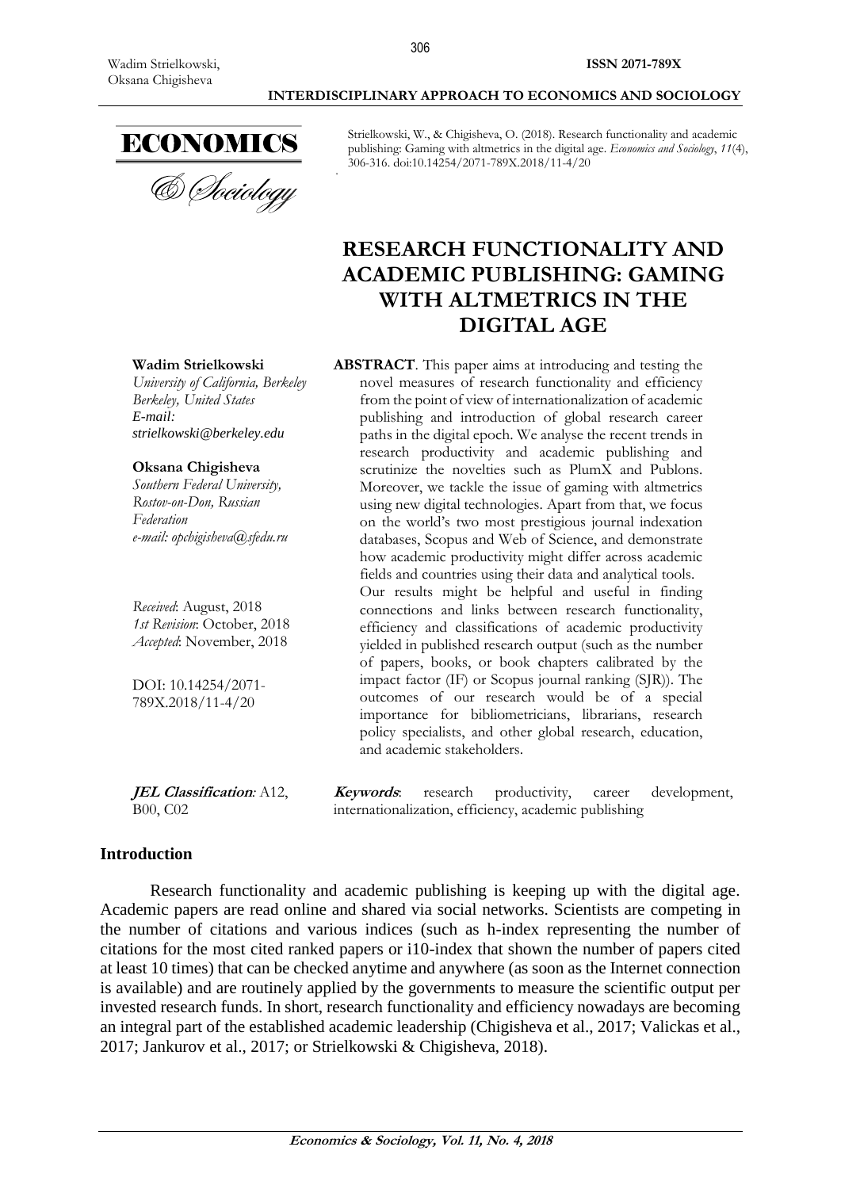Strielkowski, W., & Chigisheva, O. (2018). Research functionality and academic publishing: Gaming with altmetrics in the digital age. *Economics and Sociology*, *11*(4), 306-316. doi:10.14254/2071-789X.2018/11-4/20

# RESEARCH FUNCTIONALITY AND ACADEMIC PUBLISHING: GAMING WITH ALTMETRICS IN THE DIGITAL AGE

**Wadim Strielkowski**
*University of California, Berkeley*
*Berkeley, United States*
*E-mail:*
*strielkowski@berkeley.edu*

**Oksana Chigisheva**
*Southern Federal University, Rostov-on-Don, Russian Federation*
*e-mail: opchigisheva@sfedu.ru*

*Received*: August, 2018
*1st Revision*: October, 2018
*Accepted*: November, 2018

DOI: 10.14254/2071-789X.2018/11-4/20

**JEL Classification**: A12, B00, C02

**ABSTRACT**. This paper aims at introducing and testing the novel measures of research functionality and efficiency from the point of view of internationalization of academic publishing and introduction of global research career paths in the digital epoch. We analyse the recent trends in research productivity and academic publishing and scrutinize the novelties such as PlumX and Publons. Moreover, we tackle the issue of gaming with altmetrics using new digital technologies. Apart from that, we focus on the world's two most prestigious journal indexation databases, Scopus and Web of Science, and demonstrate how academic productivity might differ across academic fields and countries using their data and analytical tools. Our results might be helpful and useful in finding connections and links between research functionality, efficiency and classifications of academic productivity yielded in published research output (such as the number of papers, books, or book chapters calibrated by the impact factor (IF) or Scopus journal ranking (SJR)). The outcomes of our research would be of a special importance for bibliometricians, librarians, research policy specialists, and other global research, education, and academic stakeholders.

**Keywords**: research productivity, career development, internationalization, efficiency, academic publishing

## Introduction

Research functionality and academic publishing is keeping up with the digital age. Academic papers are read online and shared via social networks. Scientists are competing in the number of citations and various indices (such as h-index representing the number of citations for the most cited ranked papers or i10-index that shown the number of papers cited at least 10 times) that can be checked anytime and anywhere (as soon as the Internet connection is available) and are routinely applied by the governments to measure the scientific output per invested research funds. In short, research functionality and efficiency nowadays are becoming an integral part of the established academic leadership (Chigisheva et al., 2017; Valickas et al., 2017; Jankurov et al., 2017; or Strielkowski & Chigisheva, 2018).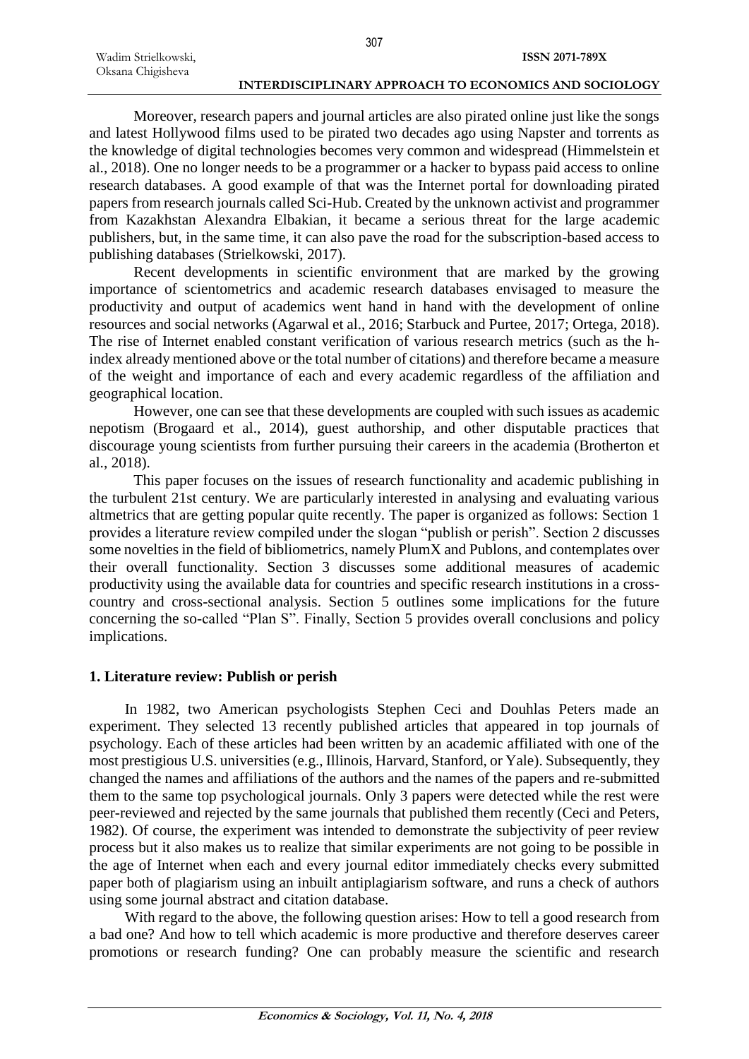Moreover, research papers and journal articles are also pirated online just like the songs and latest Hollywood films used to be pirated two decades ago using Napster and torrents as the knowledge of digital technologies becomes very common and widespread (Himmelstein et al., 2018). One no longer needs to be a programmer or a hacker to bypass paid access to online research databases. A good example of that was the Internet portal for downloading pirated papers from research journals called Sci-Hub. Created by the unknown activist and programmer from Kazakhstan Alexandra Elbakian, it became a serious threat for the large academic publishers, but, in the same time, it can also pave the road for the subscription-based access to publishing databases (Strielkowski, 2017).

Recent developments in scientific environment that are marked by the growing importance of scientometrics and academic research databases envisaged to measure the productivity and output of academics went hand in hand with the development of online resources and social networks (Agarwal et al., 2016; Starbuck and Purtee, 2017; Ortega, 2018). The rise of Internet enabled constant verification of various research metrics (such as the h-index already mentioned above or the total number of citations) and therefore became a measure of the weight and importance of each and every academic regardless of the affiliation and geographical location.

However, one can see that these developments are coupled with such issues as academic nepotism (Brogaard et al., 2014), guest authorship, and other disputable practices that discourage young scientists from further pursuing their careers in the academia (Brotherton et al., 2018).

This paper focuses on the issues of research functionality and academic publishing in the turbulent 21st century. We are particularly interested in analysing and evaluating various altmetrics that are getting popular quite recently. The paper is organized as follows: Section 1 provides a literature review compiled under the slogan "publish or perish". Section 2 discusses some novelties in the field of bibliometrics, namely PlumX and Publons, and contemplates over their overall functionality. Section 3 discusses some additional measures of academic productivity using the available data for countries and specific research institutions in a cross-country and cross-sectional analysis. Section 5 outlines some implications for the future concerning the so-called "Plan S". Finally, Section 5 provides overall conclusions and policy implications.

## 1. Literature review: Publish or perish

In 1982, two American psychologists Stephen Ceci and Douhlas Peters made an experiment. They selected 13 recently published articles that appeared in top journals of psychology. Each of these articles had been written by an academic affiliated with one of the most prestigious U.S. universities (e.g., Illinois, Harvard, Stanford, or Yale). Subsequently, they changed the names and affiliations of the authors and the names of the papers and re-submitted them to the same top psychological journals. Only 3 papers were detected while the rest were peer-reviewed and rejected by the same journals that published them recently (Ceci and Peters, 1982). Of course, the experiment was intended to demonstrate the subjectivity of peer review process but it also makes us to realize that similar experiments are not going to be possible in the age of Internet when each and every journal editor immediately checks every submitted paper both of plagiarism using an inbuilt antiplagiarism software, and runs a check of authors using some journal abstract and citation database.

With regard to the above, the following question arises: How to tell a good research from a bad one? And how to tell which academic is more productive and therefore deserves career promotions or research funding? One can probably measure the scientific and research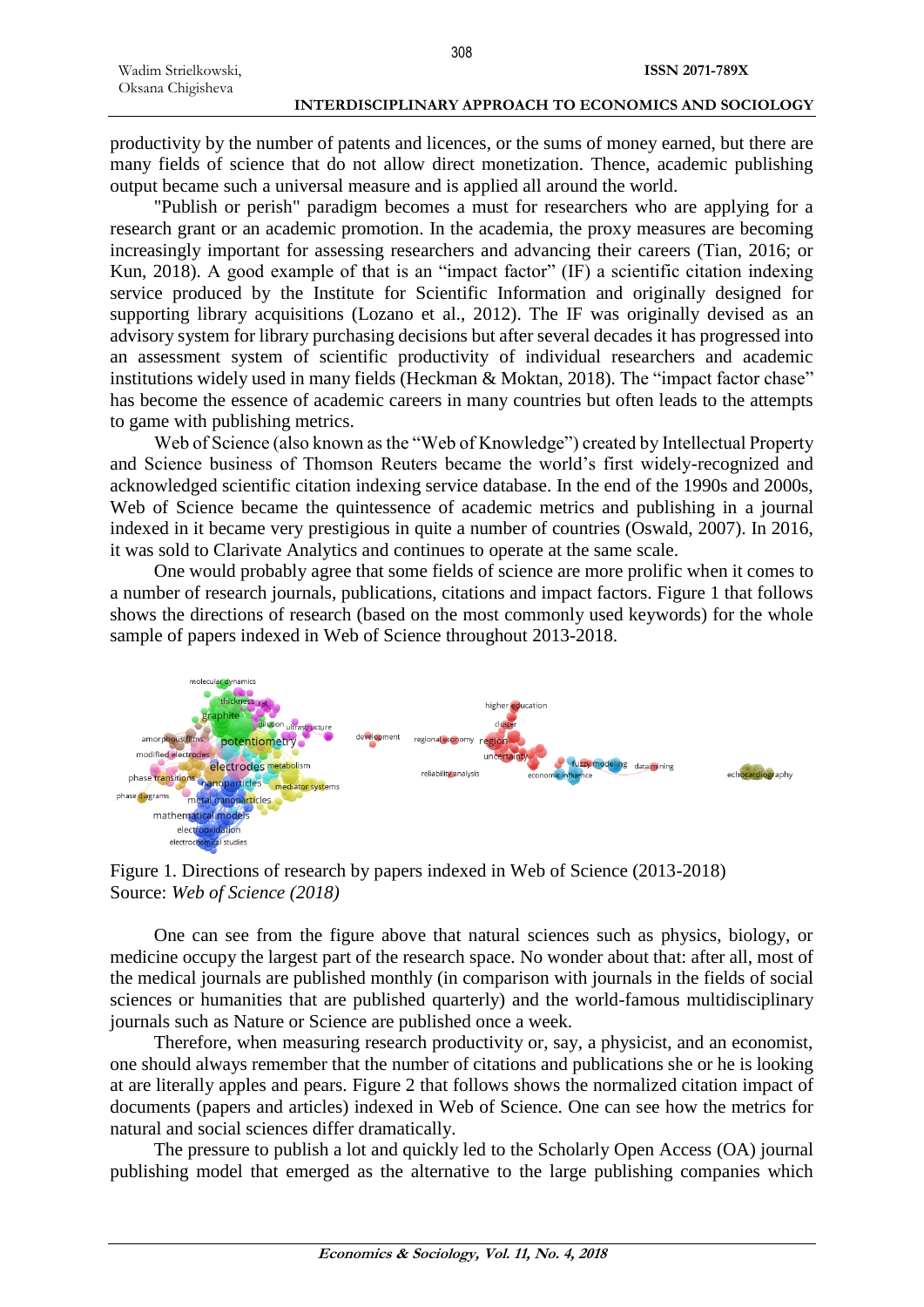productivity by the number of patents and licences, or the sums of money earned, but there are many fields of science that do not allow direct monetization. Thence, academic publishing output became such a universal measure and is applied all around the world.

"Publish or perish" paradigm becomes a must for researchers who are applying for a research grant or an academic promotion. In the academia, the proxy measures are becoming increasingly important for assessing researchers and advancing their careers (Tian, 2016; or Kun, 2018). A good example of that is an "impact factor" (IF) a scientific citation indexing service produced by the Institute for Scientific Information and originally designed for supporting library acquisitions (Lozano et al., 2012). The IF was originally devised as an advisory system for library purchasing decisions but after several decades it has progressed into an assessment system of scientific productivity of individual researchers and academic institutions widely used in many fields (Heckman & Moktan, 2018). The "impact factor chase" has become the essence of academic careers in many countries but often leads to the attempts to game with publishing metrics.

Web of Science (also known as the "Web of Knowledge") created by Intellectual Property and Science business of Thomson Reuters became the world's first widely-recognized and acknowledged scientific citation indexing service database. In the end of the 1990s and 2000s, Web of Science became the quintessence of academic metrics and publishing in a journal indexed in it became very prestigious in quite a number of countries (Oswald, 2007). In 2016, it was sold to Clarivate Analytics and continues to operate at the same scale.

One would probably agree that some fields of science are more prolific when it comes to a number of research journals, publications, citations and impact factors. Figure 1 that follows shows the directions of research (based on the most commonly used keywords) for the whole sample of papers indexed in Web of Science throughout 2013-2018.

Figure 1. Directions of research by papers indexed in Web of Science (2013-2018)
Source: *Web of Science (2018)*

One can see from the figure above that natural sciences such as physics, biology, or medicine occupy the largest part of the research space. No wonder about that: after all, most of the medical journals are published monthly (in comparison with journals in the fields of social sciences or humanities that are published quarterly) and the world-famous multidisciplinary journals such as Nature or Science are published once a week.

Therefore, when measuring research productivity or, say, a physicist, and an economist, one should always remember that the number of citations and publications she or he is looking at are literally apples and pears. Figure 2 that follows shows the normalized citation impact of documents (papers and articles) indexed in Web of Science. One can see how the metrics for natural and social sciences differ dramatically.

The pressure to publish a lot and quickly led to the Scholarly Open Access (OA) journal publishing model that emerged as the alternative to the large publishing companies which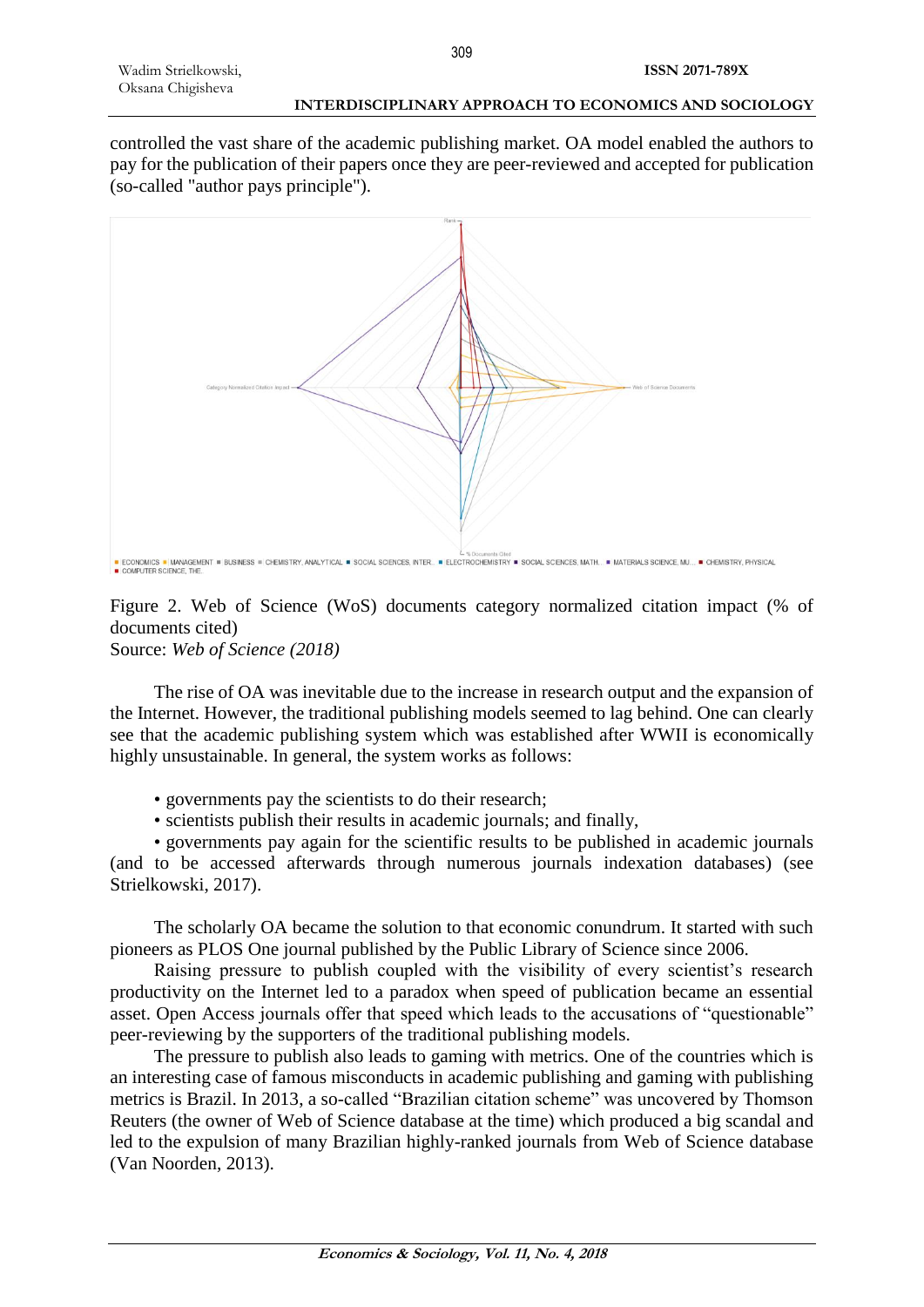controlled the vast share of the academic publishing market. OA model enabled the authors to pay for the publication of their papers once they are peer-reviewed and accepted for publication (so-called "author pays principle").

Figure 2. Web of Science (WoS) documents category normalized citation impact (% of documents cited)
Source: *Web of Science (2018)*

The rise of OA was inevitable due to the increase in research output and the expansion of the Internet. However, the traditional publishing models seemed to lag behind. One can clearly see that the academic publishing system which was established after WWII is economically highly unsustainable. In general, the system works as follows:

- governments pay the scientists to do their research;
- scientists publish their results in academic journals; and finally,
- governments pay again for the scientific results to be published in academic journals (and to be accessed afterwards through numerous journals indexation databases) (see Strielkowski, 2017).

The scholarly OA became the solution to that economic conundrum. It started with such pioneers as PLOS One journal published by the Public Library of Science since 2006.

Raising pressure to publish coupled with the visibility of every scientist's research productivity on the Internet led to a paradox when speed of publication became an essential asset. Open Access journals offer that speed which leads to the accusations of "questionable" peer-reviewing by the supporters of the traditional publishing models.

The pressure to publish also leads to gaming with metrics. One of the countries which is an interesting case of famous misconducts in academic publishing and gaming with publishing metrics is Brazil. In 2013, a so-called "Brazilian citation scheme" was uncovered by Thomson Reuters (the owner of Web of Science database at the time) which produced a big scandal and led to the expulsion of many Brazilian highly-ranked journals from Web of Science database (Van Noorden, 2013).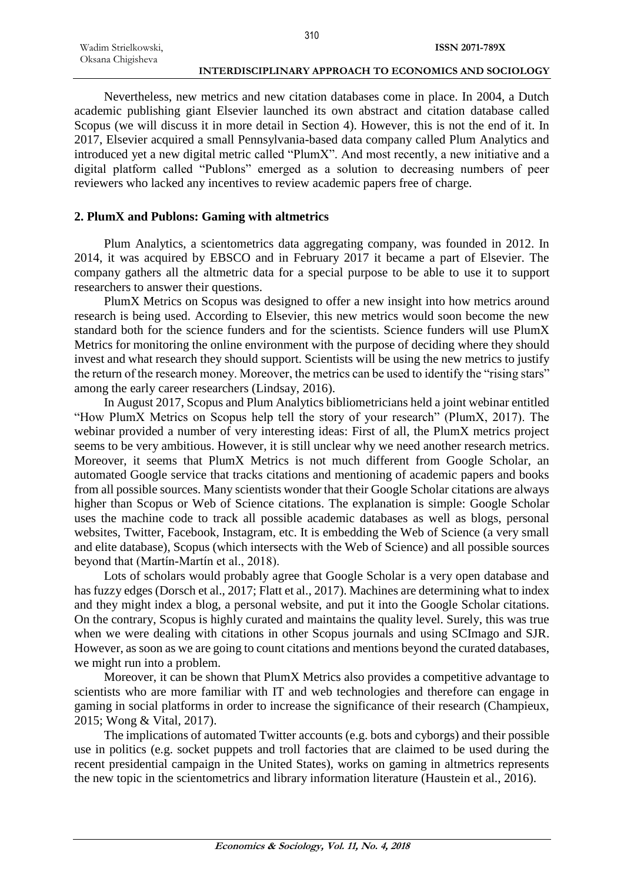Nevertheless, new metrics and new citation databases come in place. In 2004, a Dutch academic publishing giant Elsevier launched its own abstract and citation database called Scopus (we will discuss it in more detail in Section 4). However, this is not the end of it. In 2017, Elsevier acquired a small Pennsylvania-based data company called Plum Analytics and introduced yet a new digital metric called "PlumX". And most recently, a new initiative and a digital platform called "Publons" emerged as a solution to decreasing numbers of peer reviewers who lacked any incentives to review academic papers free of charge.

## 2. PlumX and Publons: Gaming with altmetrics

Plum Analytics, a scientometrics data aggregating company, was founded in 2012. In 2014, it was acquired by EBSCO and in February 2017 it became a part of Elsevier. The company gathers all the altmetric data for a special purpose to be able to use it to support researchers to answer their questions.

PlumX Metrics on Scopus was designed to offer a new insight into how metrics around research is being used. According to Elsevier, this new metrics would soon become the new standard both for the science funders and for the scientists. Science funders will use PlumX Metrics for monitoring the online environment with the purpose of deciding where they should invest and what research they should support. Scientists will be using the new metrics to justify the return of the research money. Moreover, the metrics can be used to identify the "rising stars" among the early career researchers (Lindsay, 2016).

In August 2017, Scopus and Plum Analytics bibliometricians held a joint webinar entitled "How PlumX Metrics on Scopus help tell the story of your research" (PlumX, 2017). The webinar provided a number of very interesting ideas: First of all, the PlumX metrics project seems to be very ambitious. However, it is still unclear why we need another research metrics. Moreover, it seems that PlumX Metrics is not much different from Google Scholar, an automated Google service that tracks citations and mentioning of academic papers and books from all possible sources. Many scientists wonder that their Google Scholar citations are always higher than Scopus or Web of Science citations. The explanation is simple: Google Scholar uses the machine code to track all possible academic databases as well as blogs, personal websites, Twitter, Facebook, Instagram, etc. It is embedding the Web of Science (a very small and elite database), Scopus (which intersects with the Web of Science) and all possible sources beyond that (Martín-Martín et al., 2018).

Lots of scholars would probably agree that Google Scholar is a very open database and has fuzzy edges (Dorsch et al., 2017; Flatt et al., 2017). Machines are determining what to index and they might index a blog, a personal website, and put it into the Google Scholar citations. On the contrary, Scopus is highly curated and maintains the quality level. Surely, this was true when we were dealing with citations in other Scopus journals and using SCImago and SJR. However, as soon as we are going to count citations and mentions beyond the curated databases, we might run into a problem.

Moreover, it can be shown that PlumX Metrics also provides a competitive advantage to scientists who are more familiar with IT and web technologies and therefore can engage in gaming in social platforms in order to increase the significance of their research (Champieux, 2015; Wong & Vital, 2017).

The implications of automated Twitter accounts (e.g. bots and cyborgs) and their possible use in politics (e.g. socket puppets and troll factories that are claimed to be used during the recent presidential campaign in the United States), works on gaming in altmetrics represents the new topic in the scientometrics and library information literature (Haustein et al., 2016).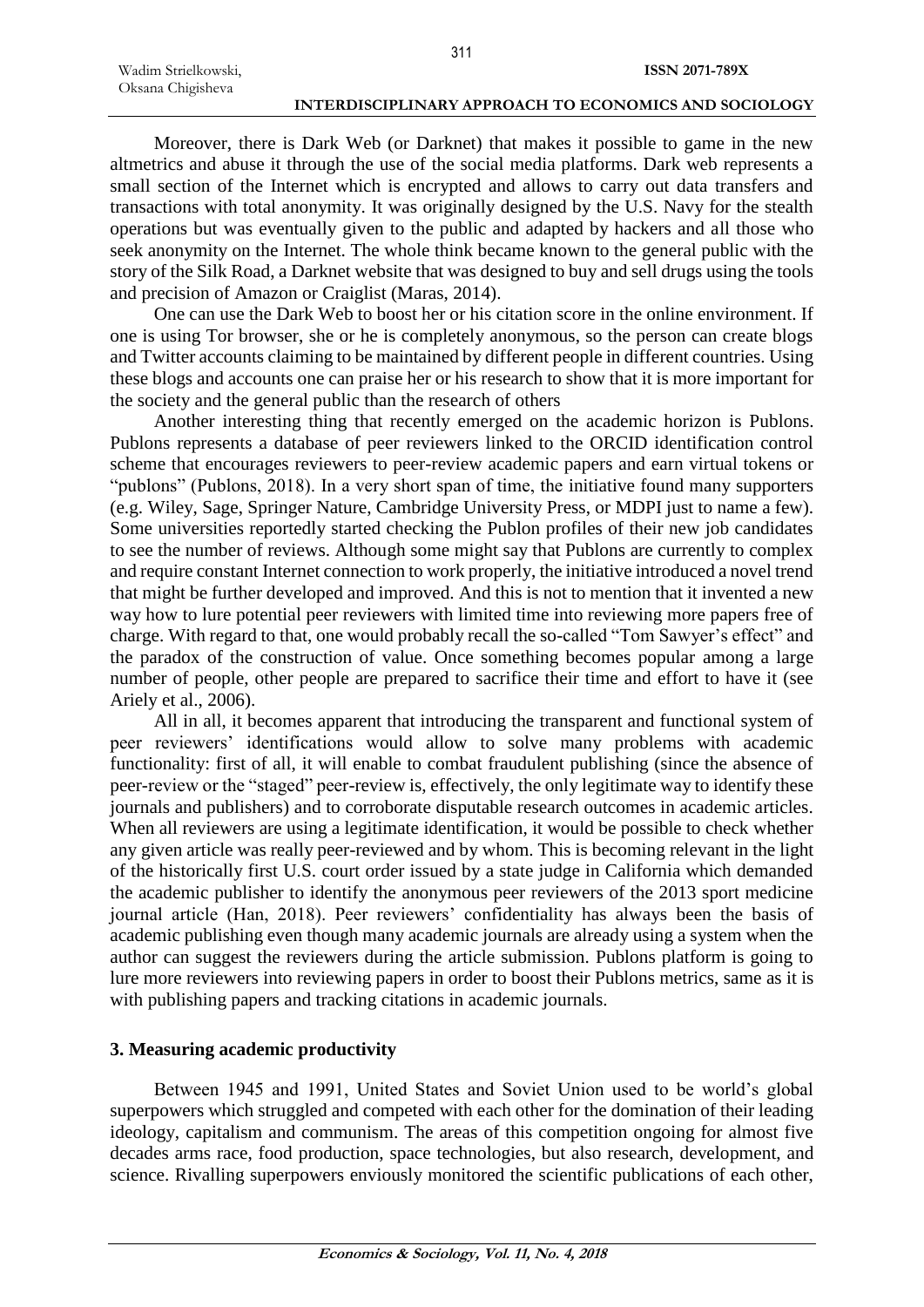Moreover, there is Dark Web (or Darknet) that makes it possible to game in the new altmetrics and abuse it through the use of the social media platforms. Dark web represents a small section of the Internet which is encrypted and allows to carry out data transfers and transactions with total anonymity. It was originally designed by the U.S. Navy for the stealth operations but was eventually given to the public and adapted by hackers and all those who seek anonymity on the Internet. The whole think became known to the general public with the story of the Silk Road, a Darknet website that was designed to buy and sell drugs using the tools and precision of Amazon or Craiglist (Maras, 2014).

One can use the Dark Web to boost her or his citation score in the online environment. If one is using Tor browser, she or he is completely anonymous, so the person can create blogs and Twitter accounts claiming to be maintained by different people in different countries. Using these blogs and accounts one can praise her or his research to show that it is more important for the society and the general public than the research of others

Another interesting thing that recently emerged on the academic horizon is Publons. Publons represents a database of peer reviewers linked to the ORCID identification control scheme that encourages reviewers to peer-review academic papers and earn virtual tokens or "publons" (Publons, 2018). In a very short span of time, the initiative found many supporters (e.g. Wiley, Sage, Springer Nature, Cambridge University Press, or MDPI just to name a few). Some universities reportedly started checking the Publon profiles of their new job candidates to see the number of reviews. Although some might say that Publons are currently to complex and require constant Internet connection to work properly, the initiative introduced a novel trend that might be further developed and improved. And this is not to mention that it invented a new way how to lure potential peer reviewers with limited time into reviewing more papers free of charge. With regard to that, one would probably recall the so-called "Tom Sawyer's effect" and the paradox of the construction of value. Once something becomes popular among a large number of people, other people are prepared to sacrifice their time and effort to have it (see Ariely et al., 2006).

All in all, it becomes apparent that introducing the transparent and functional system of peer reviewers' identifications would allow to solve many problems with academic functionality: first of all, it will enable to combat fraudulent publishing (since the absence of peer-review or the "staged" peer-review is, effectively, the only legitimate way to identify these journals and publishers) and to corroborate disputable research outcomes in academic articles. When all reviewers are using a legitimate identification, it would be possible to check whether any given article was really peer-reviewed and by whom. This is becoming relevant in the light of the historically first U.S. court order issued by a state judge in California which demanded the academic publisher to identify the anonymous peer reviewers of the 2013 sport medicine journal article (Han, 2018). Peer reviewers' confidentiality has always been the basis of academic publishing even though many academic journals are already using a system when the author can suggest the reviewers during the article submission. Publons platform is going to lure more reviewers into reviewing papers in order to boost their Publons metrics, same as it is with publishing papers and tracking citations in academic journals.

## 3. Measuring academic productivity

Between 1945 and 1991, United States and Soviet Union used to be world's global superpowers which struggled and competed with each other for the domination of their leading ideology, capitalism and communism. The areas of this competition ongoing for almost five decades arms race, food production, space technologies, but also research, development, and science. Rivalling superpowers enviously monitored the scientific publications of each other,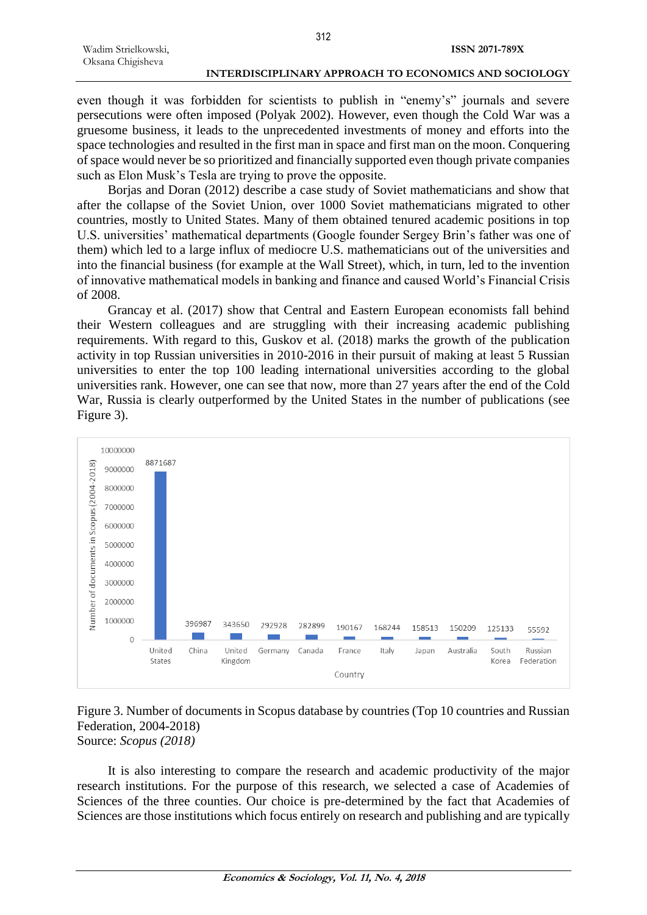even though it was forbidden for scientists to publish in "enemy's" journals and severe persecutions were often imposed (Polyak 2002). However, even though the Cold War was a gruesome business, it leads to the unprecedented investments of money and efforts into the space technologies and resulted in the first man in space and first man on the moon. Conquering of space would never be so prioritized and financially supported even though private companies such as Elon Musk's Tesla are trying to prove the opposite.

Borjas and Doran (2012) describe a case study of Soviet mathematicians and show that after the collapse of the Soviet Union, over 1000 Soviet mathematicians migrated to other countries, mostly to United States. Many of them obtained tenured academic positions in top U.S. universities' mathematical departments (Google founder Sergey Brin's father was one of them) which led to a large influx of mediocre U.S. mathematicians out of the universities and into the financial business (for example at the Wall Street), which, in turn, led to the invention of innovative mathematical models in banking and finance and caused World's Financial Crisis of 2008.

Grancay et al. (2017) show that Central and Eastern European economists fall behind their Western colleagues and are struggling with their increasing academic publishing requirements. With regard to this, Guskov et al. (2018) marks the growth of the publication activity in top Russian universities in 2010-2016 in their pursuit of making at least 5 Russian universities to enter the top 100 leading international universities according to the global universities rank. However, one can see that now, more than 27 years after the end of the Cold War, Russia is clearly outperformed by the United States in the number of publications (see Figure 3).

| Country | Number of documents in Scopus (2004-2018) |
|---|---|
| United States | 8871687 |
| China | 396987 |
| United Kingdom | 343650 |
| Germany | 292928 |
| Canada | 282899 |
| France | 190167 |
| Italy | 168244 |
| Japan | 158513 |
| Australia | 150209 |
| South Korea | 125133 |
| Russian Federation | 55592 |

Figure 3. Number of documents in Scopus database by countries (Top 10 countries and Russian Federation, 2004-2018)
Source: *Scopus (2018)*

It is also interesting to compare the research and academic productivity of the major research institutions. For the purpose of this research, we selected a case of Academies of Sciences of the three counties. Our choice is pre-determined by the fact that Academies of Sciences are those institutions which focus entirely on research and publishing and are typically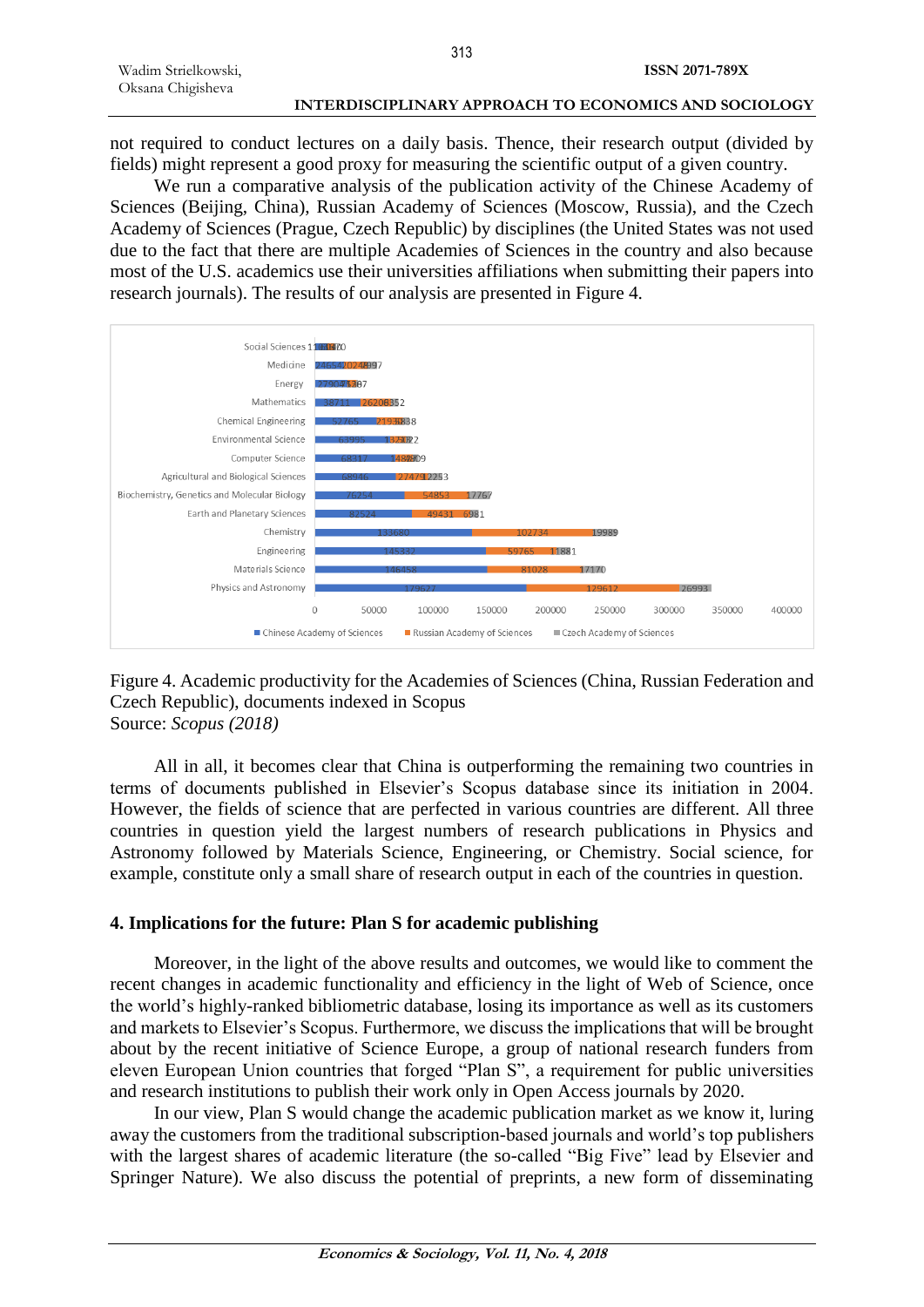not required to conduct lectures on a daily basis. Thence, their research output (divided by fields) might represent a good proxy for measuring the scientific output of a given country.

We run a comparative analysis of the publication activity of the Chinese Academy of Sciences (Beijing, China), Russian Academy of Sciences (Moscow, Russia), and the Czech Academy of Sciences (Prague, Czech Republic) by disciplines (the United States was not used due to the fact that there are multiple Academies of Sciences in the country and also because most of the U.S. academics use their universities affiliations when submitting their papers into research journals). The results of our analysis are presented in Figure 4.

Figure 4. Academic productivity for the Academies of Sciences (China, Russian Federation and Czech Republic), documents indexed in Scopus
Source: *Scopus (2018)*

All in all, it becomes clear that China is outperforming the remaining two countries in terms of documents published in Elsevier's Scopus database since its initiation in 2004. However, the fields of science that are perfected in various countries are different. All three countries in question yield the largest numbers of research publications in Physics and Astronomy followed by Materials Science, Engineering, or Chemistry. Social science, for example, constitute only a small share of research output in each of the countries in question.

## 4. Implications for the future: Plan S for academic publishing

Moreover, in the light of the above results and outcomes, we would like to comment the recent changes in academic functionality and efficiency in the light of Web of Science, once the world's highly-ranked bibliometric database, losing its importance as well as its customers and markets to Elsevier's Scopus. Furthermore, we discuss the implications that will be brought about by the recent initiative of Science Europe, a group of national research funders from eleven European Union countries that forged "Plan S", a requirement for public universities and research institutions to publish their work only in Open Access journals by 2020.

In our view, Plan S would change the academic publication market as we know it, luring away the customers from the traditional subscription-based journals and world's top publishers with the largest shares of academic literature (the so-called "Big Five" lead by Elsevier and Springer Nature). We also discuss the potential of preprints, a new form of disseminating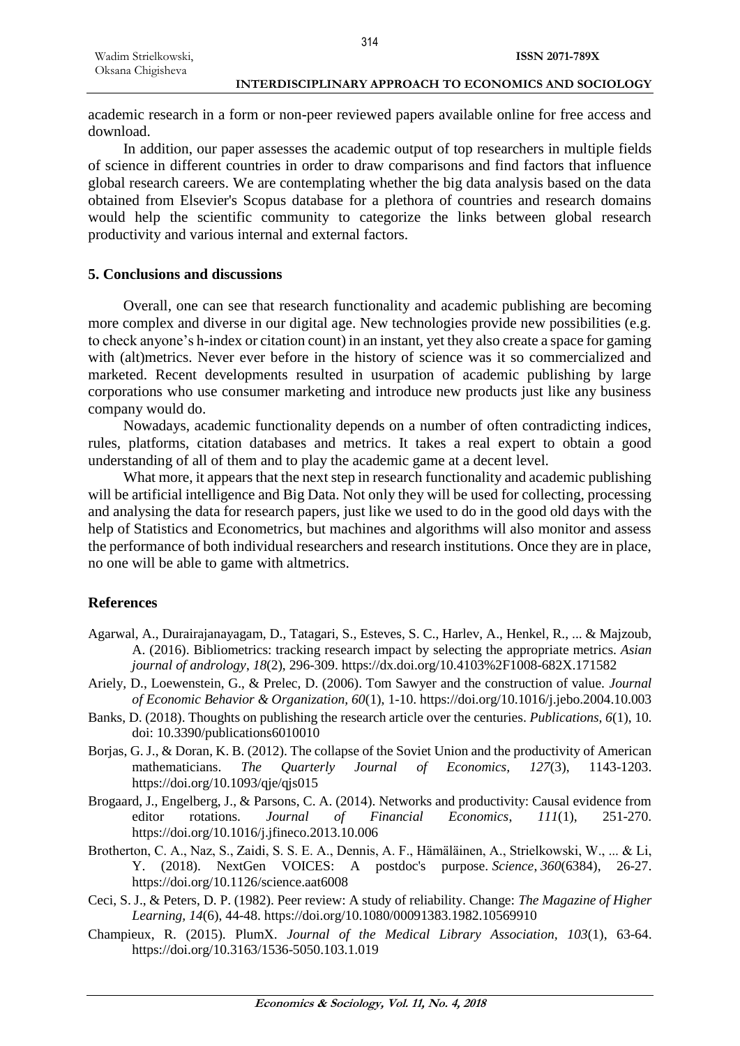academic research in a form or non-peer reviewed papers available online for free access and download.

In addition, our paper assesses the academic output of top researchers in multiple fields of science in different countries in order to draw comparisons and find factors that influence global research careers. We are contemplating whether the big data analysis based on the data obtained from Elsevier's Scopus database for a plethora of countries and research domains would help the scientific community to categorize the links between global research productivity and various internal and external factors.

## 5. Conclusions and discussions

Overall, one can see that research functionality and academic publishing are becoming more complex and diverse in our digital age. New technologies provide new possibilities (e.g. to check anyone's h-index or citation count) in an instant, yet they also create a space for gaming with (alt)metrics. Never ever before in the history of science was it so commercialized and marketed. Recent developments resulted in usurpation of academic publishing by large corporations who use consumer marketing and introduce new products just like any business company would do.

Nowadays, academic functionality depends on a number of often contradicting indices, rules, platforms, citation databases and metrics. It takes a real expert to obtain a good understanding of all of them and to play the academic game at a decent level.

What more, it appears that the next step in research functionality and academic publishing will be artificial intelligence and Big Data. Not only they will be used for collecting, processing and analysing the data for research papers, just like we used to do in the good old days with the help of Statistics and Econometrics, but machines and algorithms will also monitor and assess the performance of both individual researchers and research institutions. Once they are in place, no one will be able to game with altmetrics.

## References

Agarwal, A., Durairajanayagam, D., Tatagari, S., Esteves, S. C., Harlev, A., Henkel, R., ... & Majzoub, A. (2016). Bibliometrics: tracking research impact by selecting the appropriate metrics. *Asian journal of andrology*, *18*(2), 296-309. https://dx.doi.org/10.4103%2F1008-682X.171582

Ariely, D., Loewenstein, G., & Prelec, D. (2006). Tom Sawyer and the construction of value. *Journal of Economic Behavior & Organization, 60*(1), 1-10. https://doi.org/10.1016/j.jebo.2004.10.003

Banks, D. (2018). Thoughts on publishing the research article over the centuries. *Publications, 6*(1), 10. doi: 10.3390/publications6010010

Borjas, G. J., & Doran, K. B. (2012). The collapse of the Soviet Union and the productivity of American mathematicians. *The Quarterly Journal of Economics, 127*(3), 1143-1203. https://doi.org/10.1093/qje/qjs015

Brogaard, J., Engelberg, J., & Parsons, C. A. (2014). Networks and productivity: Causal evidence from editor rotations. *Journal of Financial Economics, 111*(1), 251-270. https://doi.org/10.1016/j.jfineco.2013.10.006

Brotherton, C. A., Naz, S., Zaidi, S. S. E. A., Dennis, A. F., Hämäläinen, A., Strielkowski, W., ... & Li, Y. (2018). NextGen VOICES: A postdoc's purpose. *Science*, *360*(6384), 26-27. https://doi.org/10.1126/science.aat6008

Ceci, S. J., & Peters, D. P. (1982). Peer review: A study of reliability. Change: *The Magazine of Higher Learning, 14*(6), 44-48. https://doi.org/10.1080/00091383.1982.10569910

Champieux, R. (2015). PlumX. *Journal of the Medical Library Association, 103*(1), 63-64. https://doi.org/10.3163/1536-5050.103.1.019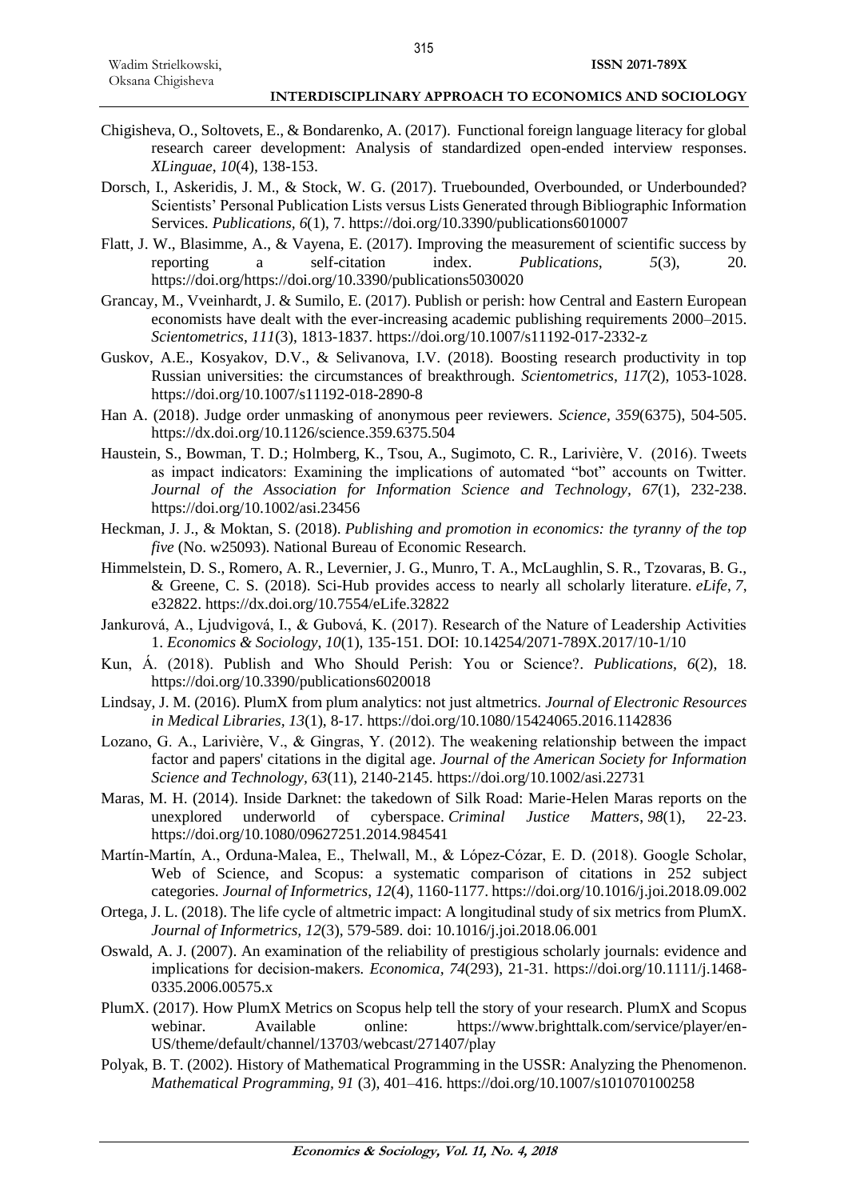Chigisheva, O., Soltovets, E., & Bondarenko, A. (2017). Functional foreign language literacy for global research career development: Analysis of standardized open-ended interview responses. *XLinguae*, *10*(4), 138-153.

Dorsch, I., Askeridis, J. M., & Stock, W. G. (2017). Truebounded, Overbounded, or Underbounded? Scientists' Personal Publication Lists versus Lists Generated through Bibliographic Information Services. *Publications, 6*(1), 7. https://doi.org/10.3390/publications6010007

Flatt, J. W., Blasimme, A., & Vayena, E. (2017). Improving the measurement of scientific success by reporting a self-citation index. *Publications*, *5*(3), 20. https://doi.org/https://doi.org/10.3390/publications5030020

Grancay, M., Vveinhardt, J. & Sumilo, E. (2017). Publish or perish: how Central and Eastern European economists have dealt with the ever-increasing academic publishing requirements 2000–2015. *Scientometrics*, *111*(3), 1813-1837. https://doi.org/10.1007/s11192-017-2332-z

Guskov, A.E., Kosyakov, D.V., & Selivanova, I.V. (2018). Boosting research productivity in top Russian universities: the circumstances of breakthrough. *Scientometrics, 117*(2), 1053-1028. https://doi.org/10.1007/s11192-018-2890-8

Han A. (2018). Judge order unmasking of anonymous peer reviewers. *Science, 359*(6375), 504-505. https://dx.doi.org/10.1126/science.359.6375.504

Haustein, S., Bowman, T. D.; Holmberg, K., Tsou, A., Sugimoto, C. R., Larivière, V. (2016). Tweets as impact indicators: Examining the implications of automated "bot" accounts on Twitter. *Journal of the Association for Information Science and Technology, 67*(1), 232-238. https://doi.org/10.1002/asi.23456

Heckman, J. J., & Moktan, S. (2018). *Publishing and promotion in economics: the tyranny of the top five* (No. w25093). National Bureau of Economic Research.

Himmelstein, D. S., Romero, A. R., Levernier, J. G., Munro, T. A., McLaughlin, S. R., Tzovaras, B. G., & Greene, C. S. (2018). Sci-Hub provides access to nearly all scholarly literature. *eLife*, *7*, e32822. https://dx.doi.org/10.7554/eLife.32822

Jankurová, A., Ljudvigová, I., & Gubová, K. (2017). Research of the Nature of Leadership Activities 1. *Economics & Sociology*, *10*(1), 135-151. DOI: 10.14254/2071-789X.2017/10-1/10

Kun, Á. (2018). Publish and Who Should Perish: You or Science?. *Publications*, *6*(2), 18. https://doi.org/10.3390/publications6020018

Lindsay, J. M. (2016). PlumX from plum analytics: not just altmetrics. *Journal of Electronic Resources in Medical Libraries*, *13*(1), 8-17. https://doi.org/10.1080/15424065.2016.1142836

Lozano, G. A., Larivière, V., & Gingras, Y. (2012). The weakening relationship between the impact factor and papers' citations in the digital age. *Journal of the American Society for Information Science and Technology, 63*(11), 2140-2145. https://doi.org/10.1002/asi.22731

Maras, M. H. (2014). Inside Darknet: the takedown of Silk Road: Marie-Helen Maras reports on the unexplored underworld of cyberspace. *Criminal Justice Matters*, *98*(1), 22-23. https://doi.org/10.1080/09627251.2014.984541

Martín-Martín, A., Orduna-Malea, E., Thelwall, M., & López-Cózar, E. D. (2018). Google Scholar, Web of Science, and Scopus: a systematic comparison of citations in 252 subject categories. *Journal of Informetrics*, *12*(4), 1160-1177. https://doi.org/10.1016/j.joi.2018.09.002

Ortega, J. L. (2018). The life cycle of altmetric impact: A longitudinal study of six metrics from PlumX. *Journal of Informetrics, 12*(3), 579-589. doi: 10.1016/j.joi.2018.06.001

Oswald, A. J. (2007). An examination of the reliability of prestigious scholarly journals: evidence and implications for decision-makers. *Economica*, *74*(293), 21-31. https://doi.org/10.1111/j.1468-0335.2006.00575.x

PlumX. (2017). How PlumX Metrics on Scopus help tell the story of your research. PlumX and Scopus webinar. Available online: https://www.brighttalk.com/service/player/en-US/theme/default/channel/13703/webcast/271407/play

Polyak, B. T. (2002). History of Mathematical Programming in the USSR: Analyzing the Phenomenon. *Mathematical Programming, 91* (3), 401–416. https://doi.org/10.1007/s101070100258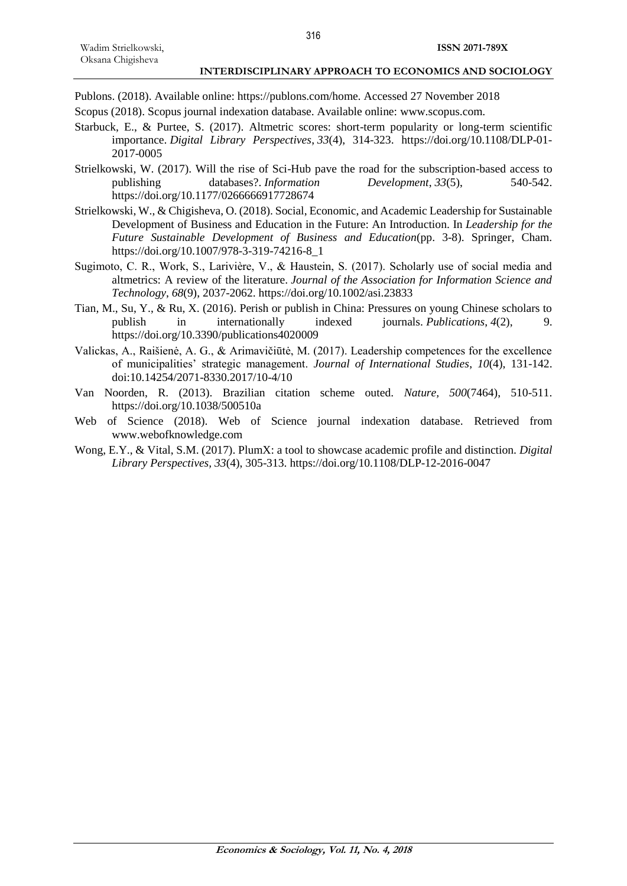Publons. (2018). Available online: https://publons.com/home. Accessed 27 November 2018

Scopus (2018). Scopus journal indexation database. Available online: www.scopus.com.

Starbuck, E., & Purtee, S. (2017). Altmetric scores: short-term popularity or long-term scientific importance. *Digital Library Perspectives*, *33*(4), 314-323. https://doi.org/10.1108/DLP-01-2017-0005

Strielkowski, W. (2017). Will the rise of Sci-Hub pave the road for the subscription-based access to publishing databases?. *Information Development*, *33*(5), 540-542. https://doi.org/10.1177/0266666917728674

Strielkowski, W., & Chigisheva, O. (2018). Social, Economic, and Academic Leadership for Sustainable Development of Business and Education in the Future: An Introduction. In *Leadership for the Future Sustainable Development of Business and Education*(pp. 3-8). Springer, Cham. https://doi.org/10.1007/978-3-319-74216-8_1

Sugimoto, C. R., Work, S., Larivière, V., & Haustein, S. (2017). Scholarly use of social media and altmetrics: A review of the literature. *Journal of the Association for Information Science and Technology*, *68*(9), 2037-2062. https://doi.org/10.1002/asi.23833

Tian, M., Su, Y., & Ru, X. (2016). Perish or publish in China: Pressures on young Chinese scholars to publish in internationally indexed journals. *Publications*, *4*(2), 9. https://doi.org/10.3390/publications4020009

Valickas, A., Raišienė, A. G., & Arimavičiūtė, M. (2017). Leadership competences for the excellence of municipalities' strategic management. *Journal of International Studies*, *10*(4), 131-142. doi:10.14254/2071-8330.2017/10-4/10

Van Noorden, R. (2013). Brazilian citation scheme outed. *Nature*, *500*(7464), 510-511. https://doi.org/10.1038/500510a

Web of Science (2018). Web of Science journal indexation database. Retrieved from www.webofknowledge.com

Wong, E.Y., & Vital, S.M. (2017). PlumX: a tool to showcase academic profile and distinction. *Digital Library Perspectives, 33*(4), 305-313. https://doi.org/10.1108/DLP-12-2016-0047